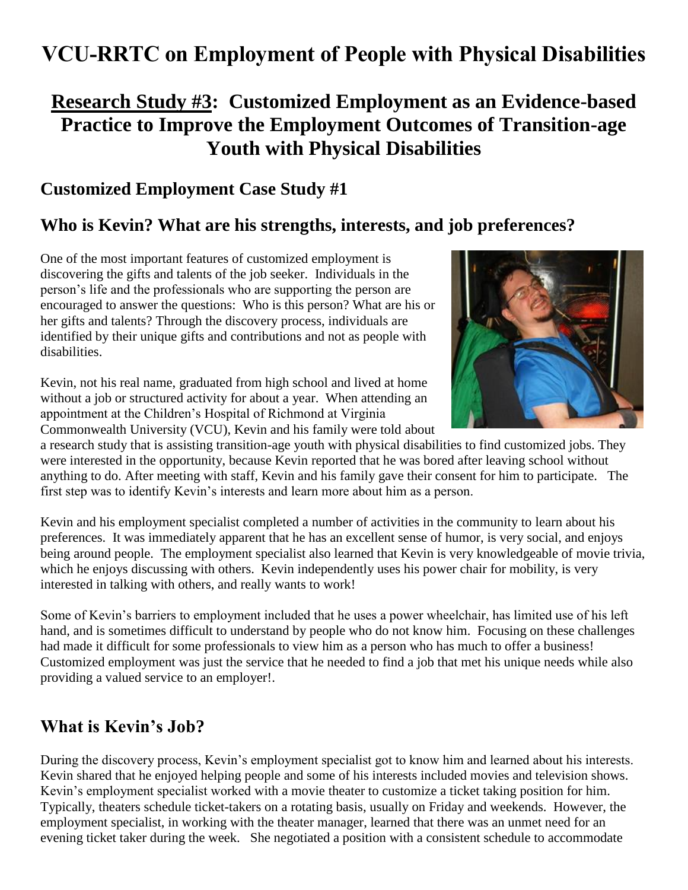# VCU-RRTC on Employment of People with Physical Disabilities

## Research Study #3: Customized Employment as an Evidence-based Practice to Improve the Employment Outcomes of Transition-age Youth with Physical Disabilities

### Customized Employment Case Study #1

### Who is Kevin? What are his strengths, interests, and job preferences?

One of the most important features of customized employment is discovering the gifts and talents of the job seeker. Individuals in the person's life and the professionals who are supporting the person are encouraged to answer the questions: Who is this person? What are his or her gifts and talents? Through the discovery process, individuals are identified by their unique gifts and contributions and not as people with disabilities.

Kevin, not his real name, graduated from high school and lived at home without a job or structured activity for about a year. When attending an appointment at the Children's Hospital of Richmond at Virginia Commonwealth University (VCU), Kevin and his family were told about a research study that is assisting transition-age youth with physical disabilities to find customized jobs. They were interested in the opportunity, because Kevin reported that he was bored after leaving school without anything to do. After meeting with staff, Kevin and his family gave their consent for him to participate. The first step was to identify Kevin's interests and learn more about him as a person.

Kevin and his employment specialist completed a number of activities in the community to learn about his preferences. It was immediately apparent that he has an excellent sense of humor, is very social, and enjoys being around people. The employment specialist also learned that Kevin is very knowledgeable of movie trivia, which he enjoys discussing with others. Kevin independently uses his power chair for mobility, is very interested in talking with others, and really wants to work!

Some of Kevin's barriers to employment included that he uses a power wheelchair, has limited use of his left hand, and is sometimes difficult to understand by people who do not know him. Focusing on these challenges had made it difficult for some professionals to view him as a person who has much to offer a business! Customized employment was just the service that he needed to find a job that met his unique needs while also providing a valued service to an employer!.

### What is Kevin's Job?

During the discovery process, Kevin's employment specialist got to know him and learned about his interests. Kevin shared that he enjoyed helping people and some of his interests included movies and television shows. Kevin's employment specialist worked with a movie theater to customize a ticket taking position for him. Typically, theaters schedule ticket-takers on a rotating basis, usually on Friday and weekends. However, the employment specialist, in working with the theater manager, learned that there was an unmet need for an evening ticket taker during the week. She negotiated a position with a consistent schedule to accommodate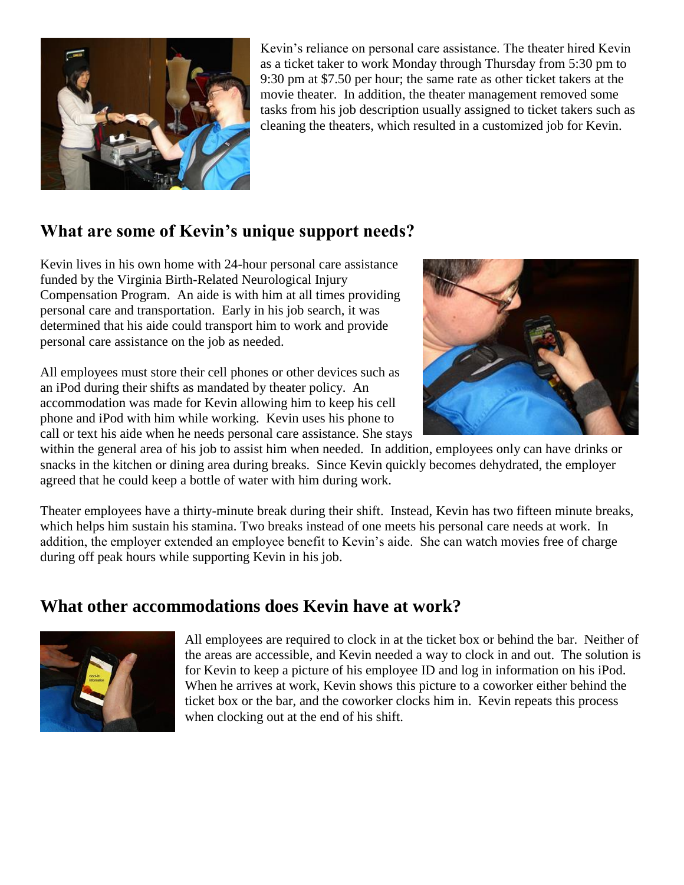Kevin's reliance on personal care assistance. The theater hired Kevin as a ticket taker to work Monday through Thursday from 5:30 pm to 9:30 pm at $7.50 per hour; the same rate as other ticket takers at the movie theater. In addition, the theater management removed some tasks from his job description usually assigned to ticket takers such as cleaning the theaters, which resulted in a customized job for Kevin.

## What are some of Kevin's unique support needs?

Kevin lives in his own home with 24-hour personal care assistance funded by the Virginia Birth-Related Neurological Injury Compensation Program. An aide is with him at all times providing personal care and transportation. Early in his job search, it was determined that his aide could transport him to work and provide personal care assistance on the job as needed.

All employees must store their cell phones or other devices such as an iPod during their shifts as mandated by theater policy. An accommodation was made for Kevin allowing him to keep his cell phone and iPod with him while working. Kevin uses his phone to call or text his aide when he needs personal care assistance. She stays within the general area of his job to assist him when needed. In addition, employees only can have drinks or snacks in the kitchen or dining area during breaks. Since Kevin quickly becomes dehydrated, the employer agreed that he could keep a bottle of water with him during work.

Theater employees have a thirty-minute break during their shift. Instead, Kevin has two fifteen minute breaks, which helps him sustain his stamina. Two breaks instead of one meets his personal care needs at work. In addition, the employer extended an employee benefit to Kevin's aide. She can watch movies free of charge during off peak hours while supporting Kevin in his job.

## What other accommodations does Kevin have at work?

All employees are required to clock in at the ticket box or behind the bar. Neither of the areas are accessible, and Kevin needed a way to clock in and out. The solution is for Kevin to keep a picture of his employee ID and log in information on his iPod. When he arrives at work, Kevin shows this picture to a coworker either behind the ticket box or the bar, and the coworker clocks him in. Kevin repeats this process when clocking out at the end of his shift.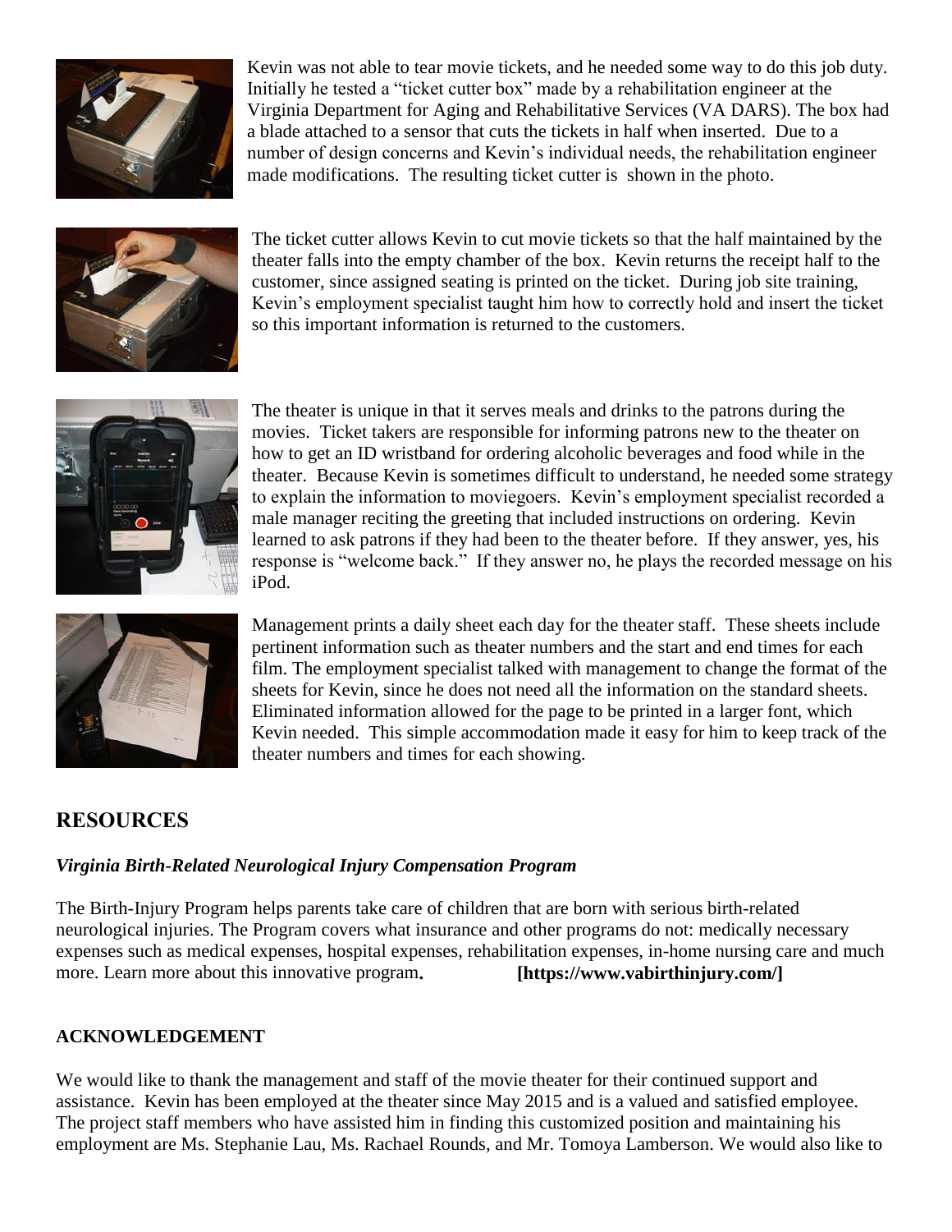Kevin was not able to tear movie tickets, and he needed some way to do this job duty. Initially he tested a "ticket cutter box" made by a rehabilitation engineer at the Virginia Department for Aging and Rehabilitative Services (VA DARS). The box had a blade attached to a sensor that cuts the tickets in half when inserted. Due to a number of design concerns and Kevin's individual needs, the rehabilitation engineer made modifications. The resulting ticket cutter is shown in the photo.

The ticket cutter allows Kevin to cut movie tickets so that the half maintained by the theater falls into the empty chamber of the box. Kevin returns the receipt half to the customer, since assigned seating is printed on the ticket. During job site training, Kevin's employment specialist taught him how to correctly hold and insert the ticket so this important information is returned to the customers.

The theater is unique in that it serves meals and drinks to the patrons during the movies. Ticket takers are responsible for informing patrons new to the theater on how to get an ID wristband for ordering alcoholic beverages and food while in the theater. Because Kevin is sometimes difficult to understand, he needed some strategy to explain the information to moviegoers. Kevin's employment specialist recorded a male manager reciting the greeting that included instructions on ordering. Kevin learned to ask patrons if they had been to the theater before. If they answer, yes, his response is "welcome back." If they answer no, he plays the recorded message on his iPod.

Management prints a daily sheet each day for the theater staff. These sheets include pertinent information such as theater numbers and the start and end times for each film. The employment specialist talked with management to change the format of the sheets for Kevin, since he does not need all the information on the standard sheets. Eliminated information allowed for the page to be printed in a larger font, which Kevin needed. This simple accommodation made it easy for him to keep track of the theater numbers and times for each showing.

## RESOURCES

***Virginia Birth-Related Neurological Injury Compensation Program***

The Birth-Injury Program helps parents take care of children that are born with serious birth-related neurological injuries. The Program covers what insurance and other programs do not: medically necessary expenses such as medical expenses, hospital expenses, rehabilitation expenses, in-home nursing care and much more. Learn more about this innovative program. **[https://www.vabirthinjury.com/]**

### ACKNOWLEDGEMENT

We would like to thank the management and staff of the movie theater for their continued support and assistance. Kevin has been employed at the theater since May 2015 and is a valued and satisfied employee. The project staff members who have assisted him in finding this customized position and maintaining his employment are Ms. Stephanie Lau, Ms. Rachael Rounds, and Mr. Tomoya Lamberson. We would also like to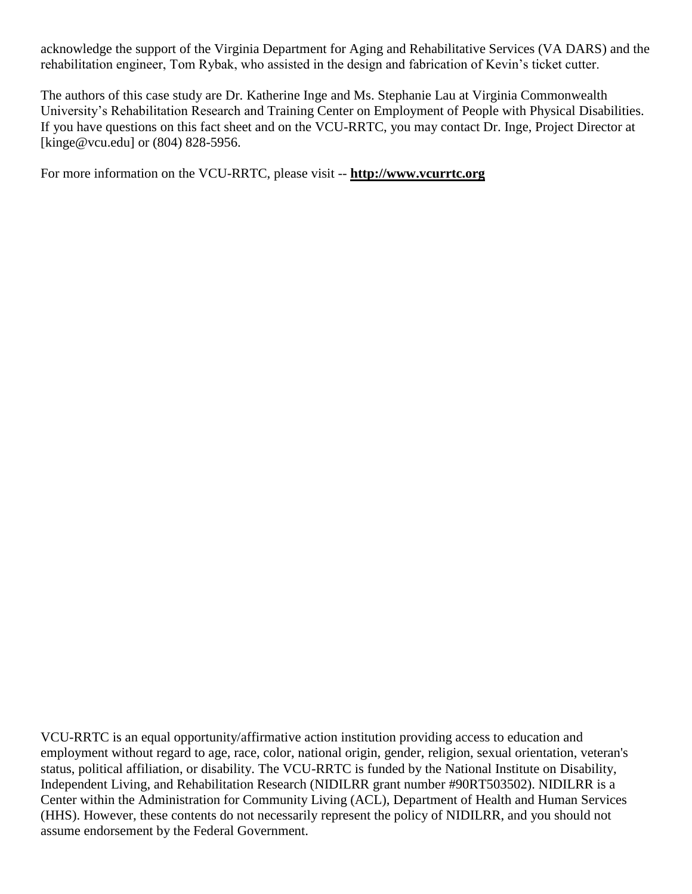acknowledge the support of the Virginia Department for Aging and Rehabilitative Services (VA DARS) and the rehabilitation engineer, Tom Rybak, who assisted in the design and fabrication of Kevin's ticket cutter.

The authors of this case study are Dr. Katherine Inge and Ms. Stephanie Lau at Virginia Commonwealth University's Rehabilitation Research and Training Center on Employment of People with Physical Disabilities. If you have questions on this fact sheet and on the VCU-RRTC, you may contact Dr. Inge, Project Director at [kinge@vcu.edu] or (804) 828-5956.

For more information on the VCU-RRTC, please visit -- **http://www.vcurrtc.org**

VCU-RRTC is an equal opportunity/affirmative action institution providing access to education and employment without regard to age, race, color, national origin, gender, religion, sexual orientation, veteran's status, political affiliation, or disability. The VCU-RRTC is funded by the National Institute on Disability, Independent Living, and Rehabilitation Research (NIDILRR grant number #90RT503502). NIDILRR is a Center within the Administration for Community Living (ACL), Department of Health and Human Services (HHS). However, these contents do not necessarily represent the policy of NIDILRR, and you should not assume endorsement by the Federal Government.